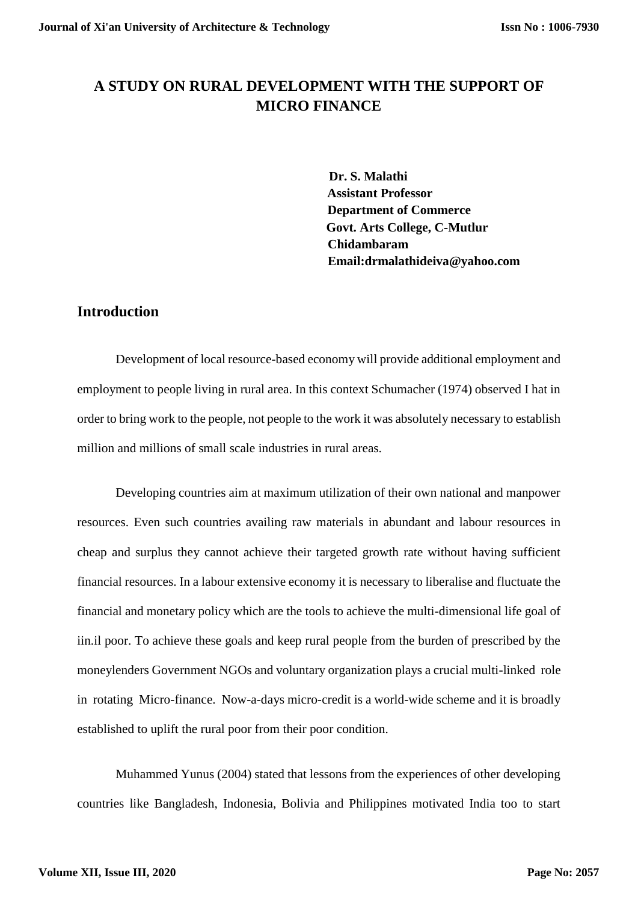# A STUDY ON RURAL DEVELOPMENT WITH THE SUPPORT OF MICRO FINANCE

**Dr. S. Malathi**
**Assistant Professor**
**Department of Commerce**
**Govt. Arts College, C-Mutlur**
**Chidambaram**
**Email:drmalathideiva@yahoo.com**

## Introduction

Development of local resource-based economy will provide additional employment and employment to people living in rural area. In this context Schumacher (1974) observed I hat in order to bring work to the people, not people to the work it was absolutely necessary to establish million and millions of small scale industries in rural areas.

Developing countries aim at maximum utilization of their own national and manpower resources. Even such countries availing raw materials in abundant and labour resources in cheap and surplus they cannot achieve their targeted growth rate without having sufficient financial resources. In a labour extensive economy it is necessary to liberalise and fluctuate the financial and monetary policy which are the tools to achieve the multi-dimensional life goal of iin.il poor. To achieve these goals and keep rural people from the burden of prescribed by the moneylenders Government NGOs and voluntary organization plays a crucial multi-linked role in rotating Micro-finance. Now-a-days micro-credit is a world-wide scheme and it is broadly established to uplift the rural poor from their poor condition.

Muhammed Yunus (2004) stated that lessons from the experiences of other developing countries like Bangladesh, Indonesia, Bolivia and Philippines motivated India too to start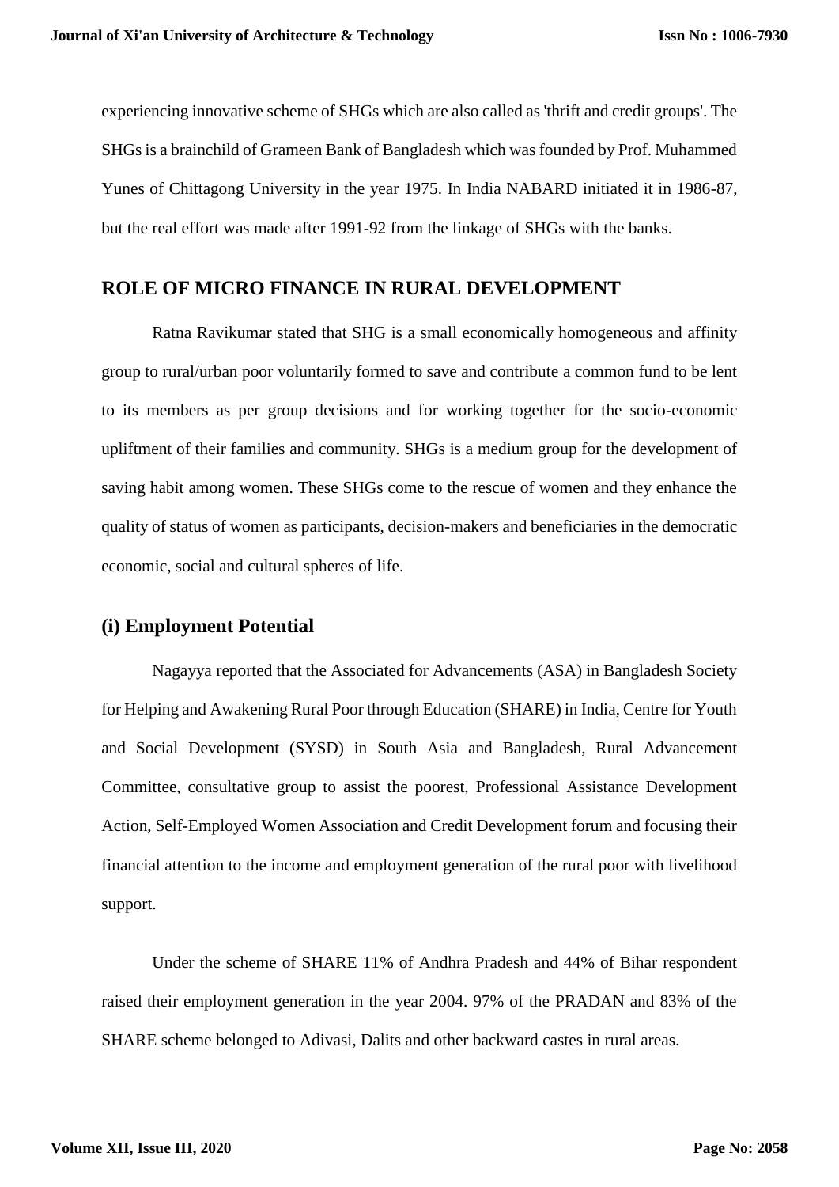experiencing innovative scheme of SHGs which are also called as 'thrift and credit groups'. The SHGs is a brainchild of Grameen Bank of Bangladesh which was founded by Prof. Muhammed Yunes of Chittagong University in the year 1975. In India NABARD initiated it in 1986-87, but the real effort was made after 1991-92 from the linkage of SHGs with the banks.

## ROLE OF MICRO FINANCE IN RURAL DEVELOPMENT

Ratna Ravikumar stated that SHG is a small economically homogeneous and affinity group to rural/urban poor voluntarily formed to save and contribute a common fund to be lent to its members as per group decisions and for working together for the socio-economic upliftment of their families and community. SHGs is a medium group for the development of saving habit among women. These SHGs come to the rescue of women and they enhance the quality of status of women as participants, decision-makers and beneficiaries in the democratic economic, social and cultural spheres of life.

### (i) Employment Potential

Nagayya reported that the Associated for Advancements (ASA) in Bangladesh Society for Helping and Awakening Rural Poor through Education (SHARE) in India, Centre for Youth and Social Development (SYSD) in South Asia and Bangladesh, Rural Advancement Committee, consultative group to assist the poorest, Professional Assistance Development Action, Self-Employed Women Association and Credit Development forum and focusing their financial attention to the income and employment generation of the rural poor with livelihood support.

Under the scheme of SHARE 11% of Andhra Pradesh and 44% of Bihar respondent raised their employment generation in the year 2004. 97% of the PRADAN and 83% of the SHARE scheme belonged to Adivasi, Dalits and other backward castes in rural areas.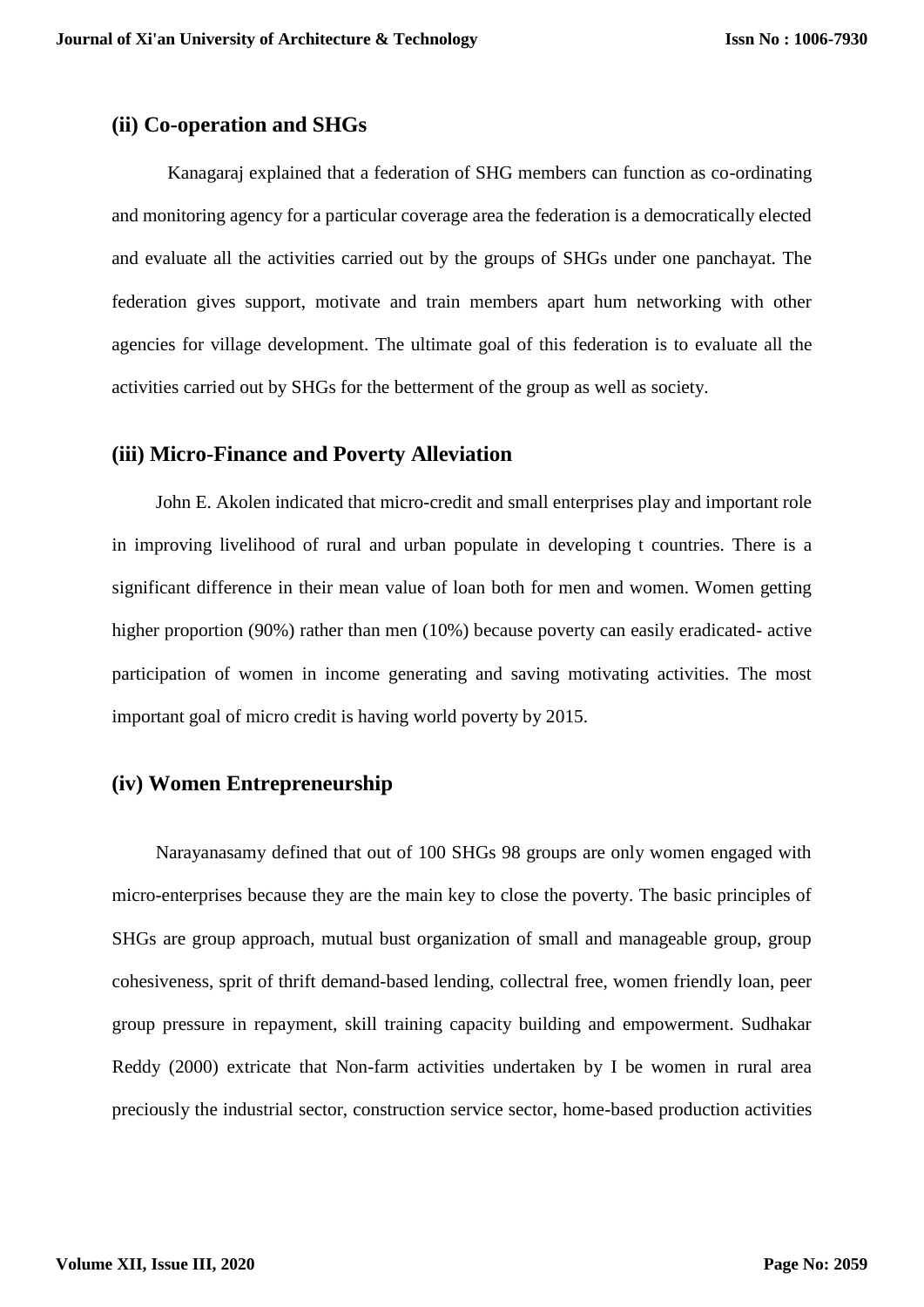## (ii) Co-operation and SHGs

Kanagaraj explained that a federation of SHG members can function as co-ordinating and monitoring agency for a particular coverage area the federation is a democratically elected and evaluate all the activities carried out by the groups of SHGs under one panchayat. The federation gives support, motivate and train members apart hum networking with other agencies for village development. The ultimate goal of this federation is to evaluate all the activities carried out by SHGs for the betterment of the group as well as society.

## (iii) Micro-Finance and Poverty Alleviation

John E. Akolen indicated that micro-credit and small enterprises play and important role in improving livelihood of rural and urban populate in developing t countries. There is a significant difference in their mean value of loan both for men and women. Women getting higher proportion (90%) rather than men (10%) because poverty can easily eradicated- active participation of women in income generating and saving motivating activities. The most important goal of micro credit is having world poverty by 2015.

## (iv) Women Entrepreneurship

Narayanasamy defined that out of 100 SHGs 98 groups are only women engaged with micro-enterprises because they are the main key to close the poverty. The basic principles of SHGs are group approach, mutual bust organization of small and manageable group, group cohesiveness, sprit of thrift demand-based lending, collectral free, women friendly loan, peer group pressure in repayment, skill training capacity building and empowerment. Sudhakar Reddy (2000) extricate that Non-farm activities undertaken by I be women in rural area preciously the industrial sector, construction service sector, home-based production activities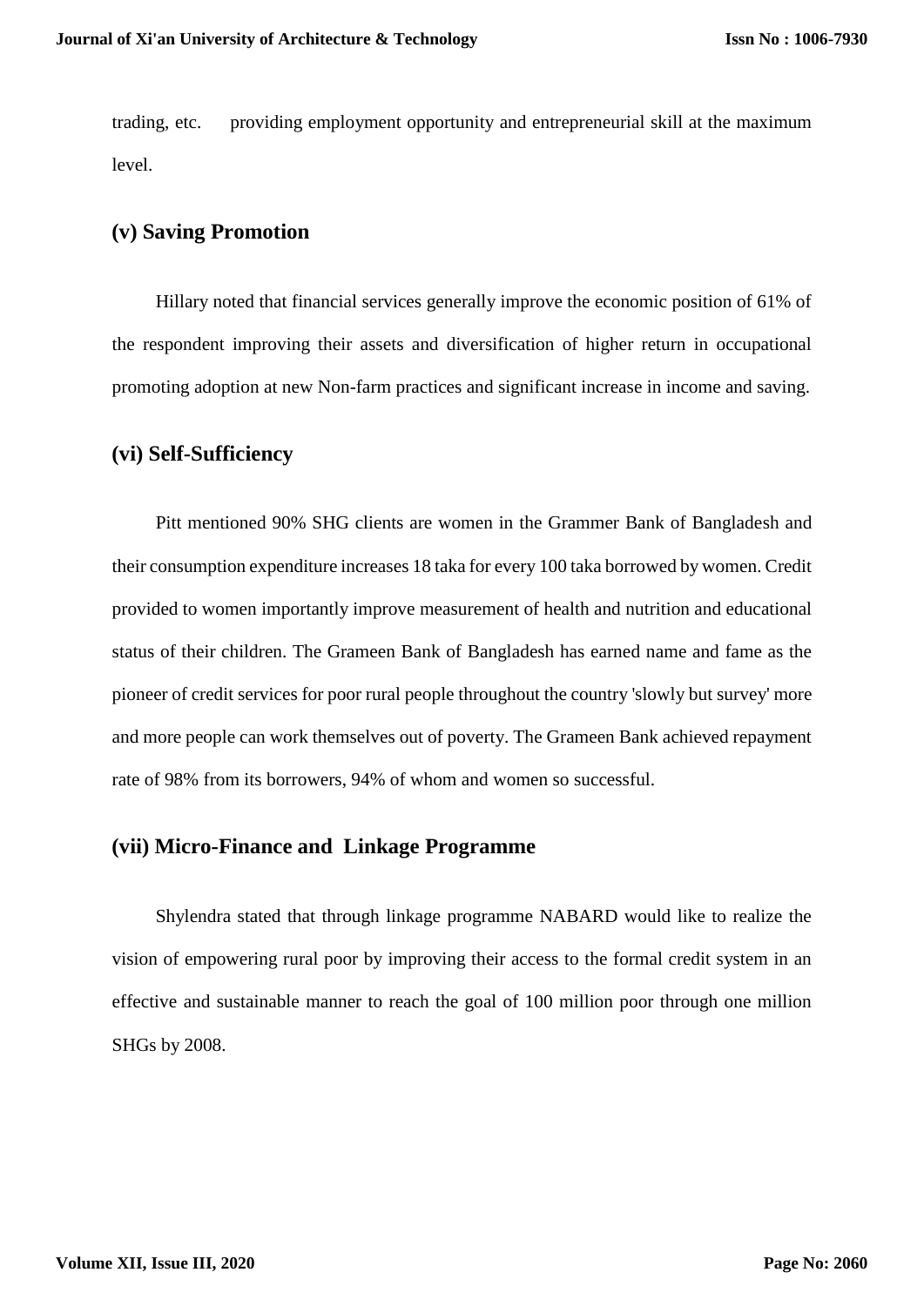trading, etc.  providing employment opportunity and entrepreneurial skill at the maximum level.

### (v) Saving Promotion

Hillary noted that financial services generally improve the economic position of 61% of the respondent improving their assets and diversification of higher return in occupational promoting adoption at new Non-farm practices and significant increase in income and saving.

### (vi) Self-Sufficiency

Pitt mentioned 90% SHG clients are women in the Grammer Bank of Bangladesh and their consumption expenditure increases 18 taka for every 100 taka borrowed by women. Credit provided to women importantly improve measurement of health and nutrition and educational status of their children. The Grameen Bank of Bangladesh has earned name and fame as the pioneer of credit services for poor rural people throughout the country 'slowly but survey' more and more people can work themselves out of poverty. The Grameen Bank achieved repayment rate of 98% from its borrowers, 94% of whom and women so successful.

### (vii) Micro-Finance and Linkage Programme

Shylendra stated that through linkage programme NABARD would like to realize the vision of empowering rural poor by improving their access to the formal credit system in an effective and sustainable manner to reach the goal of 100 million poor through one million SHGs by 2008.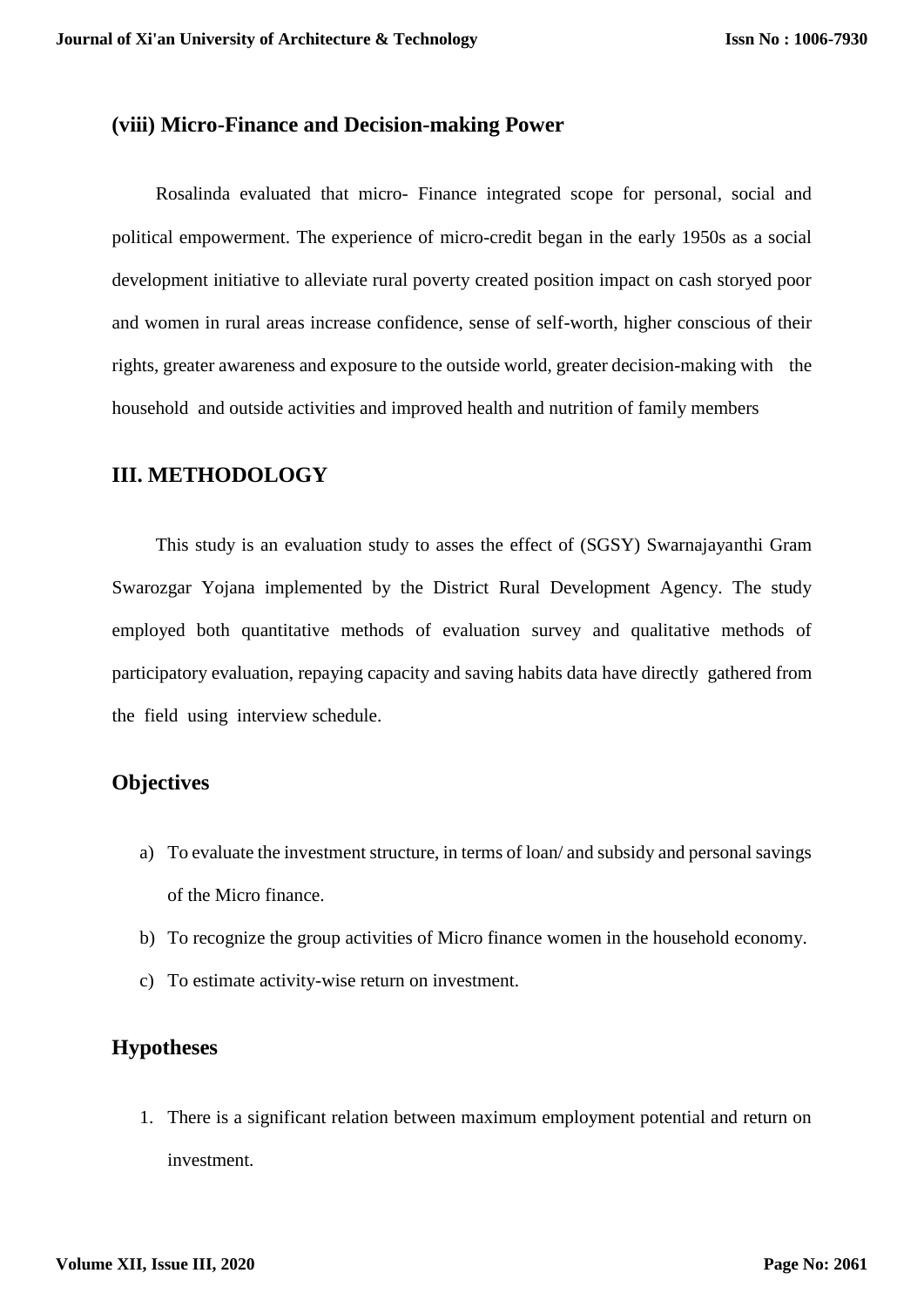### (viii) Micro-Finance and Decision-making Power

Rosalinda evaluated that micro- Finance integrated scope for personal, social and political empowerment. The experience of micro-credit began in the early 1950s as a social development initiative to alleviate rural poverty created position impact on cash storyed poor and women in rural areas increase confidence, sense of self-worth, higher conscious of their rights, greater awareness and exposure to the outside world, greater decision-making with the household and outside activities and improved health and nutrition of family members

## III. METHODOLOGY

This study is an evaluation study to asses the effect of (SGSY) Swarnajayanthi Gram Swarozgar Yojana implemented by the District Rural Development Agency. The study employed both quantitative methods of evaluation survey and qualitative methods of participatory evaluation, repaying capacity and saving habits data have directly gathered from the field using interview schedule.

### Objectives

a) To evaluate the investment structure, in terms of loan/ and subsidy and personal savings of the Micro finance.

b) To recognize the group activities of Micro finance women in the household economy.

c) To estimate activity-wise return on investment.

### Hypotheses

1. There is a significant relation between maximum employment potential and return on investment.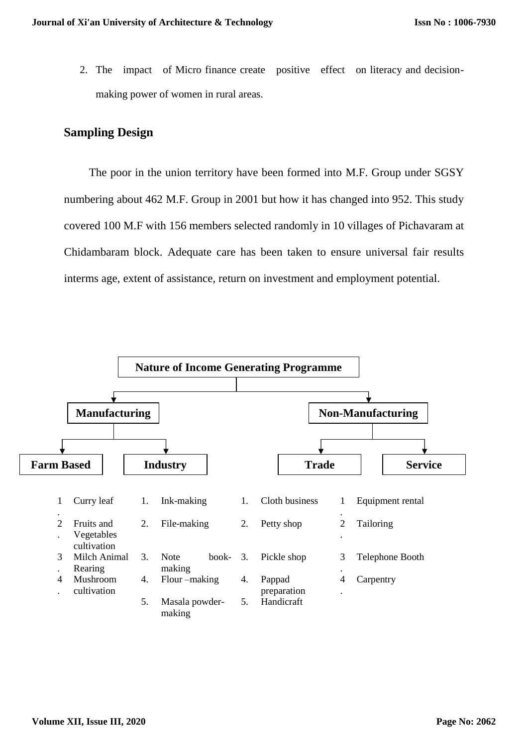2. The impact of Micro finance create positive effect on literacy and decision-making power of women in rural areas.

## Sampling Design

The poor in the union territory have been formed into M.F. Group under SGSY numbering about 462 M.F. Group in 2001 but how it has changed into 952. This study covered 100 M.F with 156 members selected randomly in 10 villages of Pichavaram at Chidambaram block. Adequate care has been taken to ensure universal fair results interms age, extent of assistance, return on investment and employment potential.

**Nature of Income Generating Programme**

- **Manufacturing**
  - **Farm Based**
  - **Industry**
- **Non-Manufacturing**
  - **Trade**
  - **Service**

| Farm Based | Industry | Trade | Service |
|---|---|---|---|
| 1. Curry leaf | 1. Ink-making | 1. Cloth business | 1. Equipment rental |
| 2. Fruits and Vegetables cultivation | 2. File-making | 2. Petty shop | 2. Tailoring |
| 3. Milch Animal Rearing | 3. Note book-making | 3. Pickle shop | 3. Telephone Booth |
| 4. Mushroom cultivation | 4. Flour –making | 4. Pappad preparation | 4. Carpentry |
| | 5. Masala powder-making | 5. Handicraft | |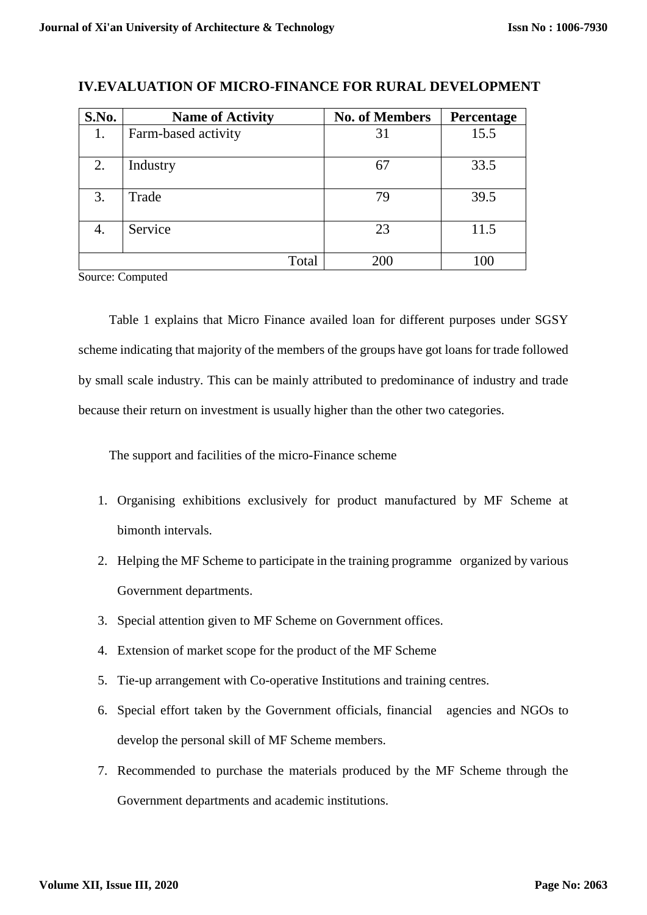## IV.EVALUATION OF MICRO-FINANCE FOR RURAL DEVELOPMENT

| S.No. | Name of Activity | No. of Members | Percentage |
|---|---|---|---|
| 1. | Farm-based activity | 31 | 15.5 |
| 2. | Industry | 67 | 33.5 |
| 3. | Trade | 79 | 39.5 |
| 4. | Service | 23 | 11.5 |
| | Total | 200 | 100 |

Source: Computed

Table 1 explains that Micro Finance availed loan for different purposes under SGSY scheme indicating that majority of the members of the groups have got loans for trade followed by small scale industry. This can be mainly attributed to predominance of industry and trade because their return on investment is usually higher than the other two categories.

The support and facilities of the micro-Finance scheme

1. Organising exhibitions exclusively for product manufactured by MF Scheme at bimonth intervals.
2. Helping the MF Scheme to participate in the training programme organized by various Government departments.
3. Special attention given to MF Scheme on Government offices.
4. Extension of market scope for the product of the MF Scheme
5. Tie-up arrangement with Co-operative Institutions and training centres.
6. Special effort taken by the Government officials, financial agencies and NGOs to develop the personal skill of MF Scheme members.
7. Recommended to purchase the materials produced by the MF Scheme through the Government departments and academic institutions.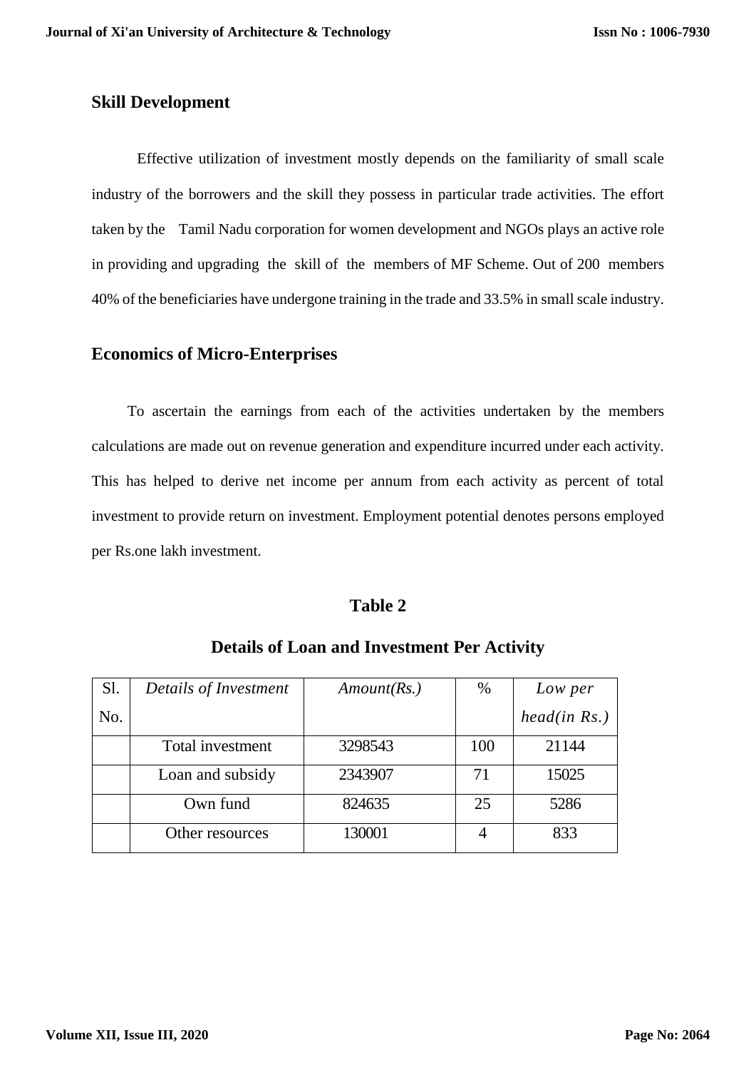## Skill Development

Effective utilization of investment mostly depends on the familiarity of small scale industry of the borrowers and the skill they possess in particular trade activities. The effort taken by the Tamil Nadu corporation for women development and NGOs plays an active role in providing and upgrading the skill of the members of MF Scheme. Out of 200 members 40% of the beneficiaries have undergone training in the trade and 33.5% in small scale industry.

## Economics of Micro-Enterprises

To ascertain the earnings from each of the activities undertaken by the members calculations are made out on revenue generation and expenditure incurred under each activity. This has helped to derive net income per annum from each activity as percent of total investment to provide return on investment. Employment potential denotes persons employed per Rs.one lakh investment.

### Table 2

### Details of Loan and Investment Per Activity

| Sl. No. | *Details of Investment* | *Amount(Rs.)* | % | *Low per head(in Rs.)* |
|---|---|---|---|---|
| | Total investment | 3298543 | 100 | 21144 |
| | Loan and subsidy | 2343907 | 71 | 15025 |
| | Own fund | 824635 | 25 | 5286 |
| | Other resources | 130001 | 4 | 833 |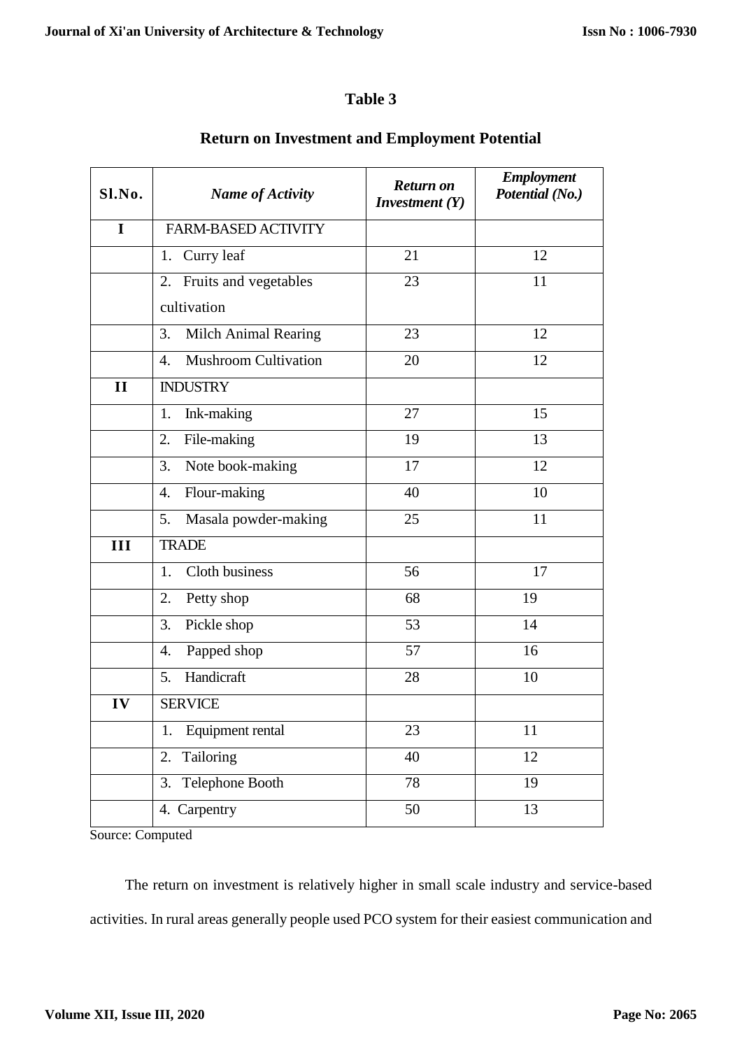## Table 3

### Return on Investment and Employment Potential

| Sl.No. | *Name of Activity* | *Return on Investment (Y)* | *Employment Potential (No.)* |
|---|---|---|---|
| I | FARM-BASED ACTIVITY | | |
| | 1. Curry leaf | 21 | 12 |
| | 2. Fruits and vegetables cultivation | 23 | 11 |
| | 3. Milch Animal Rearing | 23 | 12 |
| | 4. Mushroom Cultivation | 20 | 12 |
| II | INDUSTRY | | |
| | 1. Ink-making | 27 | 15 |
| | 2. File-making | 19 | 13 |
| | 3. Note book-making | 17 | 12 |
| | 4. Flour-making | 40 | 10 |
| | 5. Masala powder-making | 25 | 11 |
| III | TRADE | | |
| | 1. Cloth business | 56 | 17 |
| | 2. Petty shop | 68 | 19 |
| | 3. Pickle shop | 53 | 14 |
| | 4. Papped shop | 57 | 16 |
| | 5. Handicraft | 28 | 10 |
| IV | SERVICE | | |
| | 1. Equipment rental | 23 | 11 |
| | 2. Tailoring | 40 | 12 |
| | 3. Telephone Booth | 78 | 19 |
| | 4. Carpentry | 50 | 13 |

Source: Computed

The return on investment is relatively higher in small scale industry and service-based activities. In rural areas generally people used PCO system for their easiest communication and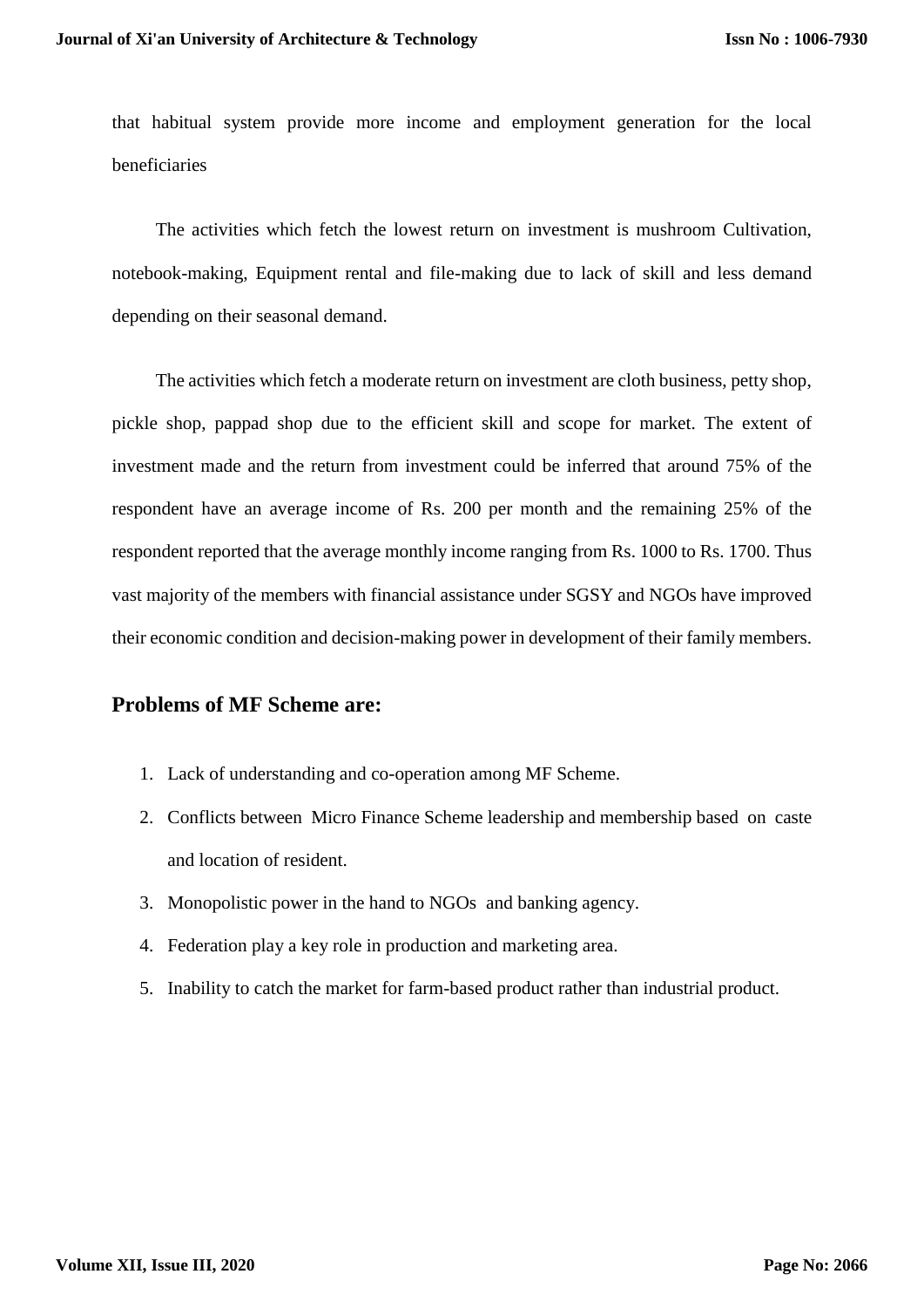that habitual system provide more income and employment generation for the local beneficiaries

The activities which fetch the lowest return on investment is mushroom Cultivation, notebook-making, Equipment rental and file-making due to lack of skill and less demand depending on their seasonal demand.

The activities which fetch a moderate return on investment are cloth business, petty shop, pickle shop, pappad shop due to the efficient skill and scope for market. The extent of investment made and the return from investment could be inferred that around 75% of the respondent have an average income of Rs. 200 per month and the remaining 25% of the respondent reported that the average monthly income ranging from Rs. 1000 to Rs. 1700. Thus vast majority of the members with financial assistance under SGSY and NGOs have improved their economic condition and decision-making power in development of their family members.

## Problems of MF Scheme are:

1. Lack of understanding and co-operation among MF Scheme.
2. Conflicts between Micro Finance Scheme leadership and membership based on caste and location of resident.
3. Monopolistic power in the hand to NGOs and banking agency.
4. Federation play a key role in production and marketing area.
5. Inability to catch the market for farm-based product rather than industrial product.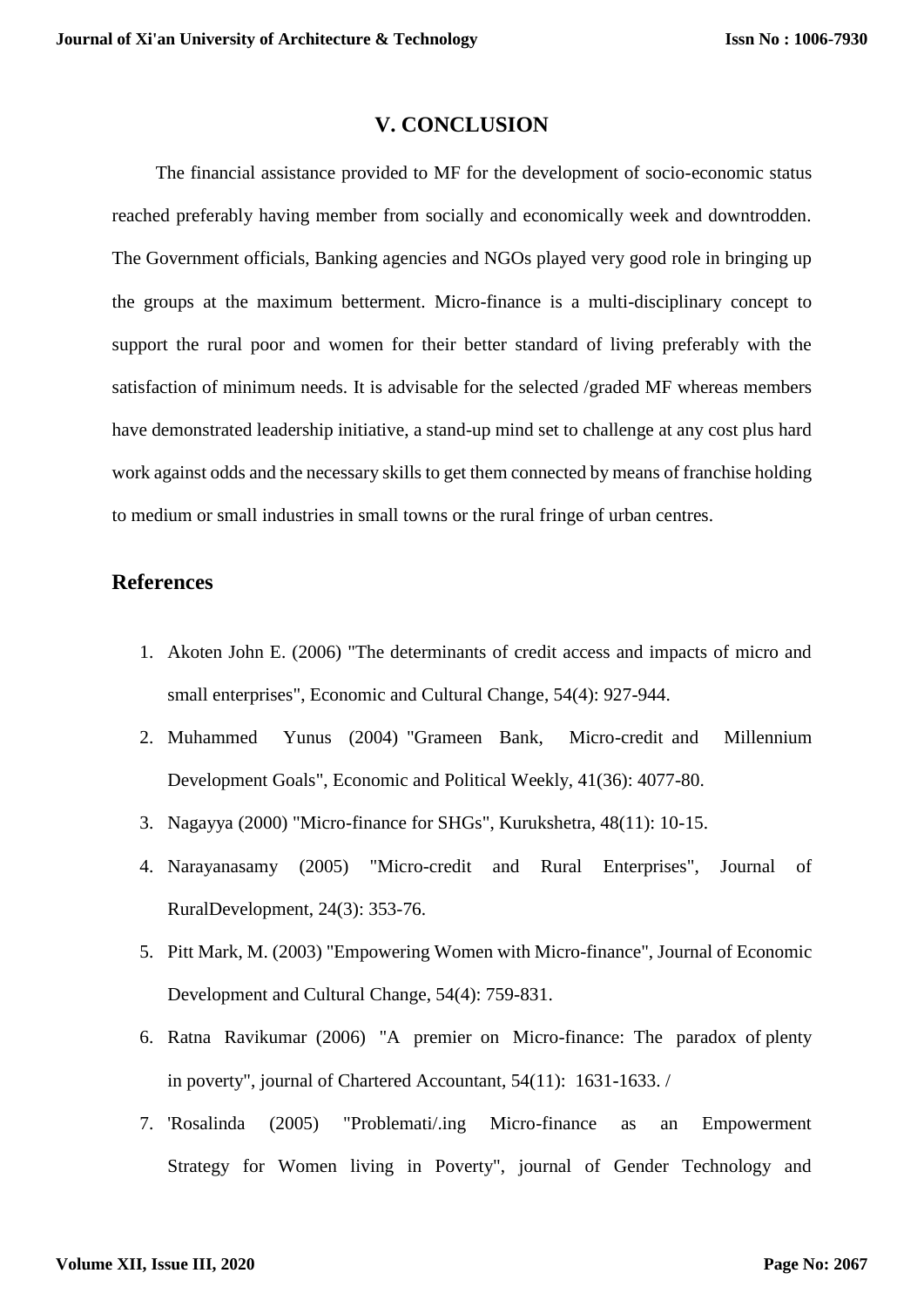## V. CONCLUSION

The financial assistance provided to MF for the development of socio-economic status reached preferably having member from socially and economically week and downtrodden. The Government officials, Banking agencies and NGOs played very good role in bringing up the groups at the maximum betterment. Micro-finance is a multi-disciplinary concept to support the rural poor and women for their better standard of living preferably with the satisfaction of minimum needs. It is advisable for the selected /graded MF whereas members have demonstrated leadership initiative, a stand-up mind set to challenge at any cost plus hard work against odds and the necessary skills to get them connected by means of franchise holding to medium or small industries in small towns or the rural fringe of urban centres.

## References

1. Akoten John E. (2006) "The determinants of credit access and impacts of micro and small enterprises", Economic and Cultural Change, 54(4): 927-944.
2. Muhammed Yunus (2004) "Grameen Bank, Micro-credit and Millennium Development Goals", Economic and Political Weekly, 41(36): 4077-80.
3. Nagayya (2000) "Micro-finance for SHGs", Kurukshetra, 48(11): 10-15.
4. Narayanasamy (2005) "Micro-credit and Rural Enterprises", Journal of RuralDevelopment, 24(3): 353-76.
5. Pitt Mark, M. (2003) "Empowering Women with Micro-finance", Journal of Economic Development and Cultural Change, 54(4): 759-831.
6. Ratna Ravikumar (2006) "A premier on Micro-finance: The paradox of plenty in poverty", journal of Chartered Accountant, 54(11): 1631-1633. /
7. 'Rosalinda (2005) "Problemati/.ing Micro-finance as an Empowerment Strategy for Women living in Poverty", journal of Gender Technology and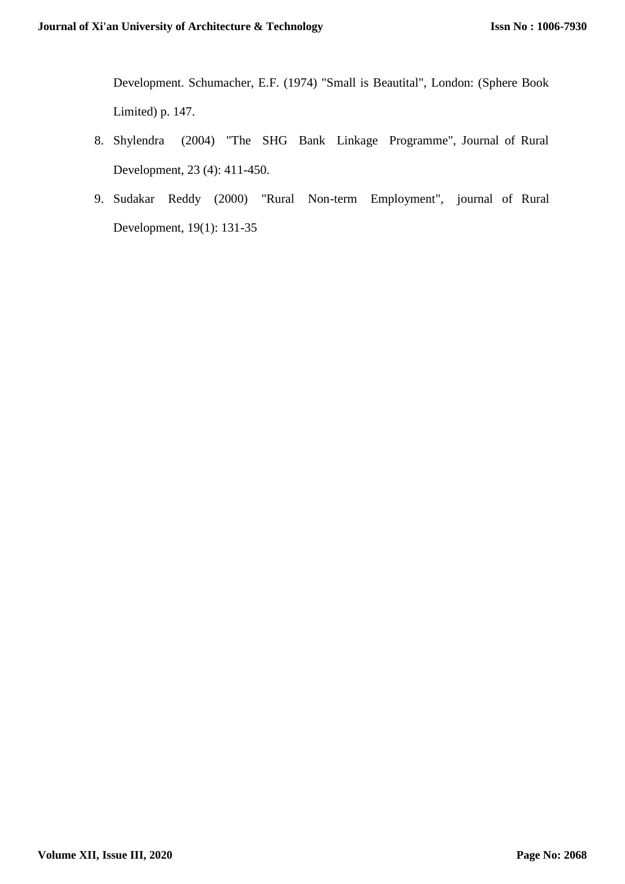Development. Schumacher, E.F. (1974) "Small is Beautital", London: (Sphere Book Limited) p. 147.

8. Shylendra (2004) "The SHG Bank Linkage Programme", Journal of Rural Development, 23 (4): 411-450.
9. Sudakar Reddy (2000) "Rural Non-term Employment", journal of Rural Development, 19(1): 131-35